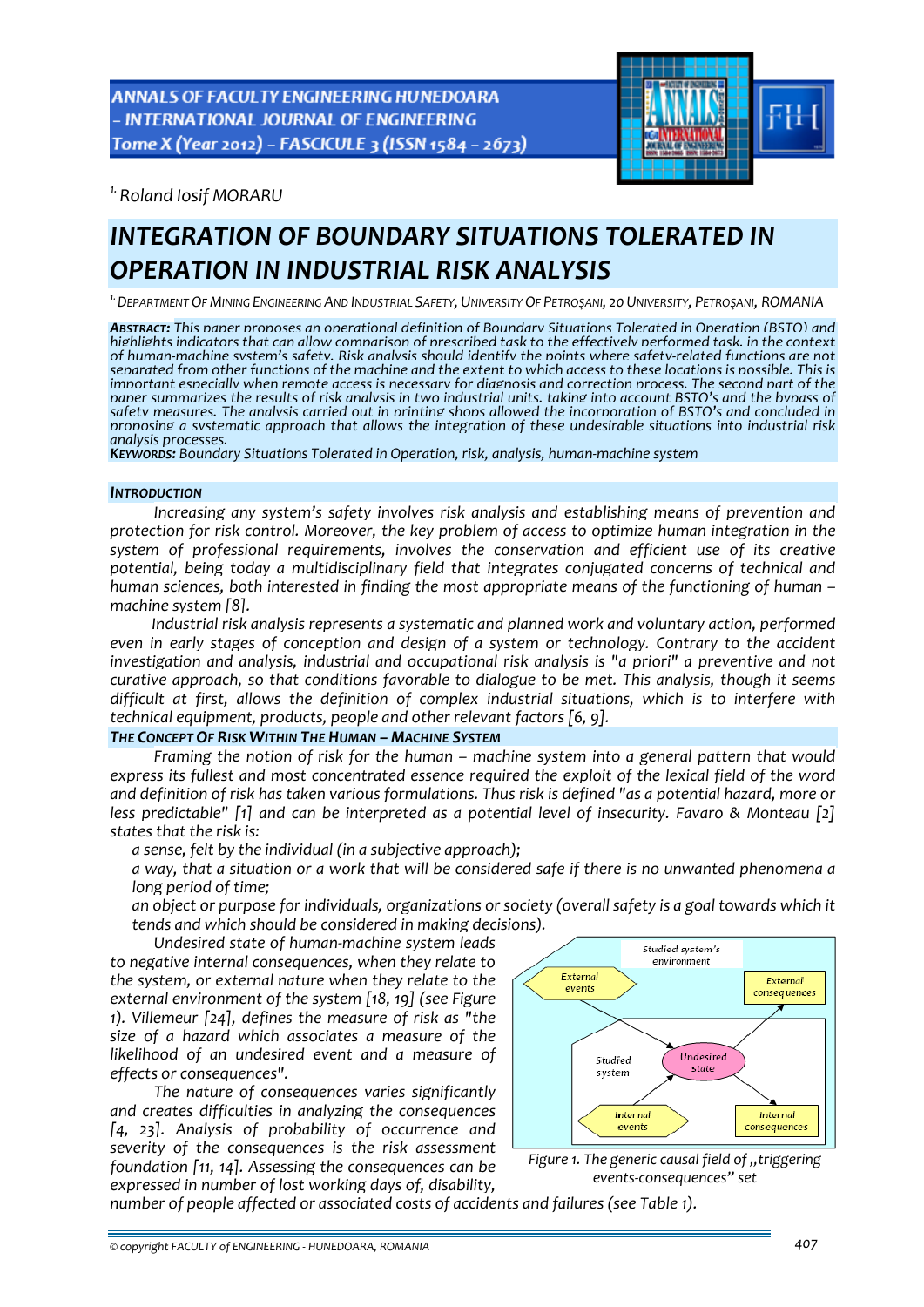[1.] Roland Iosif MORARU

# INTEGRATION OF BOUNDARY SITUATIONS TOLERATED IN OPERATION IN INDUSTRIAL RISK ANALYSIS

[1.] DEPARTMENT OF MINING ENGINEERING AND INDUSTRIAL SAFETY, UNIVERSITY OF PETROŞANI, 20 UNIVERSITY, PETROŞANI, ROMANIA

**ABSTRACT:** This paper proposes an operational definition of Boundary Situations Tolerated in Operation (BSTO) and highlights indicators that can allow comparison of prescribed task to the effectively performed task, in the context of human-machine system's safety. Risk analysis should identify the points where safety-related functions are not separated from other functions of the machine and the extent to which access to these locations is possible. This is important especially when remote access is necessary for diagnosis and correction process. The second part of the paper summarizes the results of risk analysis in two industrial units, taking into account BSTO's and the bypass of safety measures. The analysis carried out in printing shops allowed the incorporation of BSTO's and concluded in proposing a systematic approach that allows the integration of these undesirable situations into industrial risk analysis processes.

**KEYWORDS:** Boundary Situations Tolerated in Operation, risk, analysis, human-machine system

## INTRODUCTION

Increasing any system's safety involves risk analysis and establishing means of prevention and protection for risk control. Moreover, the key problem of access to optimize human integration in the system of professional requirements, involves the conservation and efficient use of its creative potential, being today a multidisciplinary field that integrates conjugated concerns of technical and human sciences, both interested in finding the most appropriate means of the functioning of human – machine system [8].

Industrial risk analysis represents a systematic and planned work and voluntary action, performed even in early stages of conception and design of a system or technology. Contrary to the accident investigation and analysis, industrial and occupational risk analysis is "a priori" a preventive and not curative approach, so that conditions favorable to dialogue to be met. This analysis, though it seems difficult at first, allows the definition of complex industrial situations, which is to interfere with technical equipment, products, people and other relevant factors [6, 9].

## THE CONCEPT OF RISK WITHIN THE HUMAN – MACHINE SYSTEM

Framing the notion of risk for the human – machine system into a general pattern that would express its fullest and most concentrated essence required the exploit of the lexical field of the word and definition of risk has taken various formulations. Thus risk is defined "as a potential hazard, more or less predictable" [1] and can be interpreted as a potential level of insecurity. Favaro & Monteau [2] states that the risk is:

- a sense, felt by the individual (in a subjective approach);
- a way, that a situation or a work that will be considered safe if there is no unwanted phenomena a long period of time;
- an object or purpose for individuals, organizations or society (overall safety is a goal towards which it tends and which should be considered in making decisions).

Undesired state of human-machine system leads to negative internal consequences, when they relate to the system, or external nature when they relate to the external environment of the system [18, 19] (see Figure 1). Villemeur [24], defines the measure of risk as "the size of a hazard which associates a measure of the likelihood of an undesired event and a measure of effects or consequences".

Figure 1. The generic causal field of „triggering events-consequences" set

The nature of consequences varies significantly and creates difficulties in analyzing the consequences [4, 23]. Analysis of probability of occurrence and severity of the consequences is the risk assessment foundation [11, 14]. Assessing the consequences can be expressed in number of lost working days of, disability, number of people affected or associated costs of accidents and failures (see Table 1).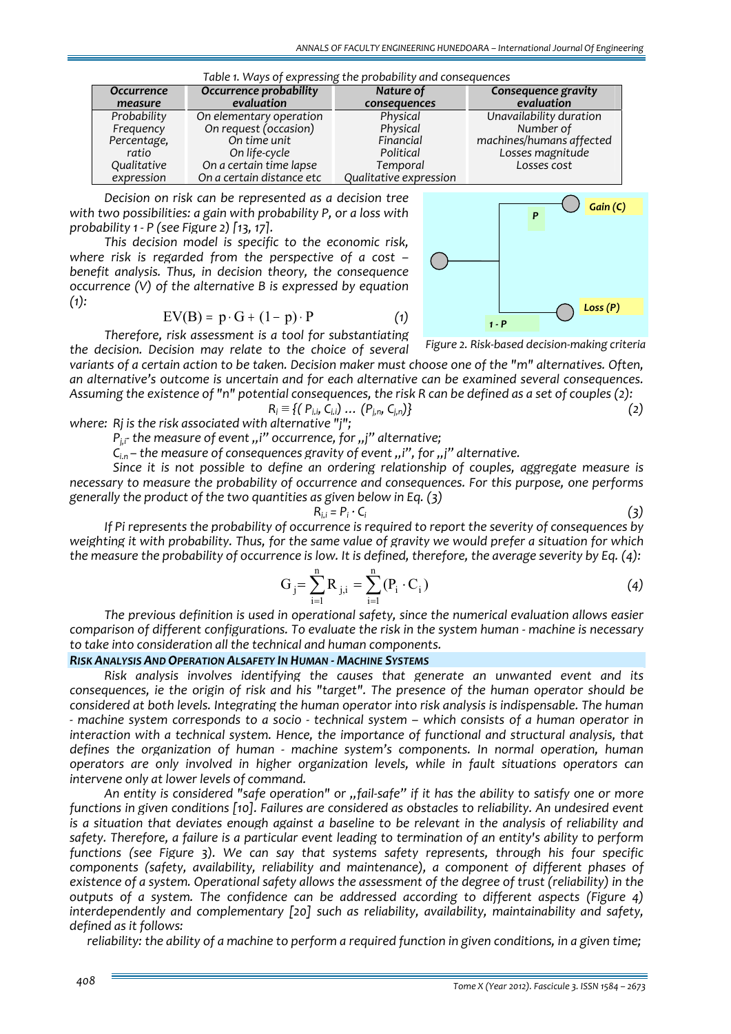Table 1. Ways of expressing the probability and consequences

| Occurrence measure | Occurrence probability evaluation | Nature of consequences | Consequence gravity evaluation |
|---|---|---|---|
| Probability | On elementary operation | Physical | Unavailability duration |
| Frequency | On request (occasion) | Physical | Number of |
| Percentage, | On time unit | Financial | machines/humans affected |
| ratio | On life-cycle | Political | Losses magnitude |
| Qualitative | On a certain time lapse | Temporal | Losses cost |
| expression | On a certain distance etc | Qualitative expression | |

*Decision on risk can be represented as a decision tree with two possibilities: a gain with probability P, or a loss with probability 1 - P (see Figure 2) [13, 17].*

*This decision model is specific to the economic risk, where risk is regarded from the perspective of a cost – benefit analysis. Thus, in decision theory, the consequence occurrence (V) of the alternative B is expressed by equation (1):*

$$EV(B) = p \cdot G + (1 - p) \cdot P \qquad (1)$$

*Figure 2. Risk-based decision-making criteria*

*Therefore, risk assessment is a tool for substantiating the decision. Decision may relate to the choice of several variants of a certain action to be taken. Decision maker must choose one of the "m" alternatives. Often, an alternative's outcome is uncertain and for each alternative can be examined several consequences. Assuming the existence of "n" potential consequences, the risk R can be defined as a set of couples (2):*

$$R_j \equiv \{(P_{j,i}, C_{j,i}) \ldots (P_{j,n}, C_{j,n})\} \qquad (2)$$

*where: Rj is the risk associated with alternative "j";*

*$P_{j,i}$- the measure of event „i" occurrence, for „j" alternative;*

*$C_{i,n}$ – the measure of consequences gravity of event „i", for „j" alternative.*

*Since it is not possible to define an ordering relationship of couples, aggregate measure is necessary to measure the probability of occurrence and consequences. For this purpose, one performs generally the product of the two quantities as given below in Eq. (3)*

$$R_{i,i} = P_i \cdot C_i \qquad (3)$$

*If Pi represents the probability of occurrence is required to report the severity of consequences by weighting it with probability. Thus, for the same value of gravity we would prefer a situation for which the measure the probability of occurrence is low. It is defined, therefore, the average severity by Eq. (4):*

$$G_j = \sum_{i=1}^{n} R_{j,i} = \sum_{i=1}^{n} (P_i \cdot C_i) \qquad (4)$$

*The previous definition is used in operational safety, since the numerical evaluation allows easier comparison of different configurations. To evaluate the risk in the system human - machine is necessary to take into consideration all the technical and human components.*

### *RISK ANALYSIS AND OPERATION ALSAFETY IN HUMAN - MACHINE SYSTEMS*

*Risk analysis involves identifying the causes that generate an unwanted event and its consequences, ie the origin of risk and his "target". The presence of the human operator should be considered at both levels. Integrating the human operator into risk analysis is indispensable. The human - machine system corresponds to a socio - technical system – which consists of a human operator in interaction with a technical system. Hence, the importance of functional and structural analysis, that defines the organization of human - machine system's components. In normal operation, human operators are only involved in higher organization levels, while in fault situations operators can intervene only at lower levels of command.*

*An entity is considered "safe operation" or „fail-safe" if it has the ability to satisfy one or more functions in given conditions [10]. Failures are considered as obstacles to reliability. An undesired event is a situation that deviates enough against a baseline to be relevant in the analysis of reliability and safety. Therefore, a failure is a particular event leading to termination of an entity's ability to perform functions (see Figure 3). We can say that systems safety represents, through his four specific components (safety, availability, reliability and maintenance), a component of different phases of existence of a system. Operational safety allows the assessment of the degree of trust (reliability) in the outputs of a system. The confidence can be addressed according to different aspects (Figure 4) interdependently and complementary [20] such as reliability, availability, maintainability and safety, defined as it follows:*

*reliability: the ability of a machine to perform a required function in given conditions, in a given time;*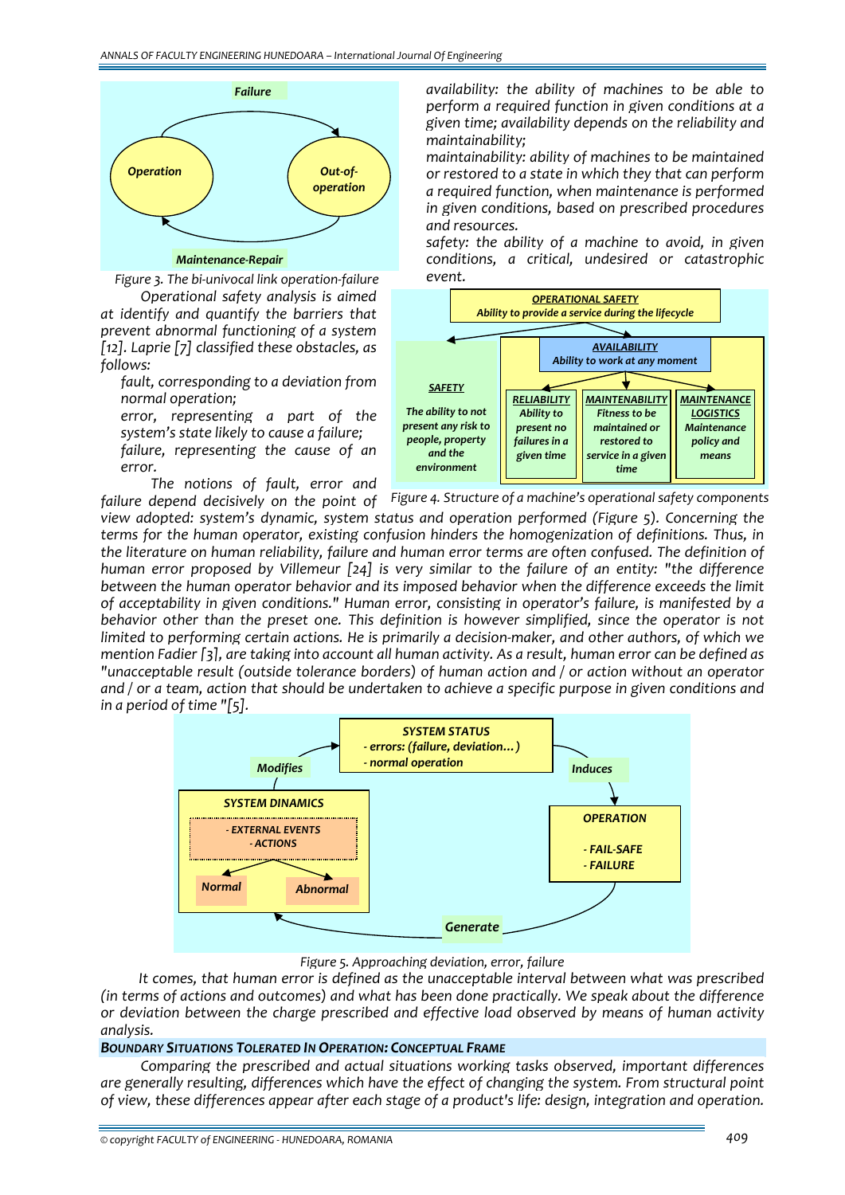Figure 3. The bi-univocal link operation-failure

Operational safety analysis is aimed at identify and quantify the barriers that prevent abnormal functioning of a system [12]. Laprie [7] classified these obstacles, as follows:

fault, corresponding to a deviation from normal operation;

error, representing a part of the system's state likely to cause a failure;

failure, representing the cause of an error.

availability: the ability of machines to be able to perform a required function in given conditions at a given time; availability depends on the reliability and maintainability;

maintainability: ability of machines to be maintained or restored to a state in which they that can perform a required function, when maintenance is performed in given conditions, based on prescribed procedures and resources.

safety: the ability of a machine to avoid, in given conditions, a critical, undesired or catastrophic event.

Figure 4. Structure of a machine's operational safety components

The notions of fault, error and failure depend decisively on the point of view adopted: system's dynamic, system status and operation performed (Figure 5). Concerning the terms for the human operator, existing confusion hinders the homogenization of definitions. Thus, in the literature on human reliability, failure and human error terms are often confused. The definition of human error proposed by Villemeur [24] is very similar to the failure of an entity: "the difference between the human operator behavior and its imposed behavior when the difference exceeds the limit of acceptability in given conditions." Human error, consisting in operator's failure, is manifested by a behavior other than the preset one. This definition is however simplified, since the operator is not limited to performing certain actions. He is primarily a decision-maker, and other authors, of which we mention Fadier [3], are taking into account all human activity. As a result, human error can be defined as "unacceptable result (outside tolerance borders) of human action and / or action without an operator and / or a team, action that should be undertaken to achieve a specific purpose in given conditions and in a period of time "[5].

Figure 5. Approaching deviation, error, failure

It comes, that human error is defined as the unacceptable interval between what was prescribed (in terms of actions and outcomes) and what has been done practically. We speak about the difference or deviation between the charge prescribed and effective load observed by means of human activity analysis.

## BOUNDARY SITUATIONS TOLERATED IN OPERATION: CONCEPTUAL FRAME

Comparing the prescribed and actual situations working tasks observed, important differences are generally resulting, differences which have the effect of changing the system. From structural point of view, these differences appear after each stage of a product's life: design, integration and operation.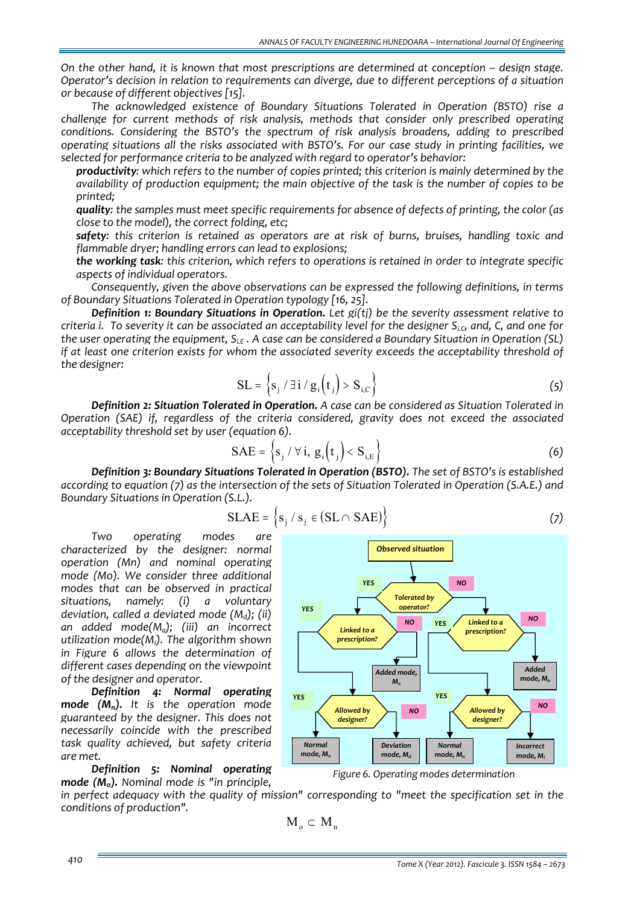*On the other hand, it is known that most prescriptions are determined at conception – design stage. Operator's decision in relation to requirements can diverge, due to different perceptions of a situation or because of different objectives [15].*

*The acknowledged existence of Boundary Situations Tolerated in Operation (BSTO) rise a challenge for current methods of risk analysis, methods that consider only prescribed operating conditions. Considering the BSTO's the spectrum of risk analysis broadens, adding to prescribed operating situations all the risks associated with BSTO's. For our case study in printing facilities, we selected for performance criteria to be analyzed with regard to operator's behavior:*

***productivity**: which refers to the number of copies printed; this criterion is mainly determined by the availability of production equipment; the main objective of the task is the number of copies to be printed;*

***quality**: the samples must meet specific requirements for absence of defects of printing, the color (as close to the model), the correct folding, etc;*

***safety**: this criterion is retained as operators are at risk of burns, bruises, handling toxic and flammable dryer; handling errors can lead to explosions;*

***the working task**: this criterion, which refers to operations is retained in order to integrate specific aspects of individual operators.*

*Consequently, given the above observations can be expressed the following definitions, in terms of Boundary Situations Tolerated in Operation typology [16, 25].*

***Definition 1: Boundary Situations in Operation.** Let gi(tj) be the severity assessment relative to criteria i. To severity it can be associated an acceptability level for the designer $S_{i,C}$, and, C, and one for the user operating the equipment, $S_{i,E}$ . A case can be considered a Boundary Situation in Operation (SL) if at least one criterion exists for whom the associated severity exceeds the acceptability threshold of the designer:*

$$\mathrm{SL} = \left\{ s_j \,/\, \exists\, i \,/\, g_i\left(t_j\right) > S_{i,C} \right\} \tag{5}$$

***Definition 2: Situation Tolerated in Operation.** A case can be considered as Situation Tolerated in Operation (SAE) if, regardless of the criteria considered, gravity does not exceed the associated acceptability threshold set by user (equation 6).*

$$\mathrm{SAE} = \left\{ s_j \,/\, \forall\, i,\ g_i\left(t_j\right) < S_{i,E} \right\} \tag{6}$$

***Definition 3: Boundary Situations Tolerated in Operation (BSTO).** The set of BSTO's is established according to equation (7) as the intersection of the sets of Situation Tolerated in Operation (S.A.E.) and Boundary Situations in Operation (S.L.).*

$$\mathrm{SLAE} = \left\{ s_j \,/\, s_j \in (\mathrm{SL} \cap \mathrm{SAE}) \right\} \tag{7}$$

*Two operating modes are characterized by the designer: normal operation (Mn) and nominal operating mode (Mo). We consider three additional modes that can be observed in practical situations, namely: (i) a voluntary deviation, called a deviated mode ($M_d$); (ii) an added mode($M_a$); (iii) an incorrect utilization mode($M_i$). The algorithm shown in Figure 6 allows the determination of different cases depending on the viewpoint of the designer and operator.*

***Definition 4: Normal operating mode ($M_n$).** It is the operation mode guaranteed by the designer. This does not necessarily coincide with the prescribed task quality achieved, but safety criteria are met.*

Figure 6. Operating modes determination

***Definition 5: Nominal operating mode ($M_o$).** Nominal mode is "in principle, in perfect adequacy with the quality of mission" corresponding to "meet the specification set in the conditions of production".*

$$M_o \subset M_n$$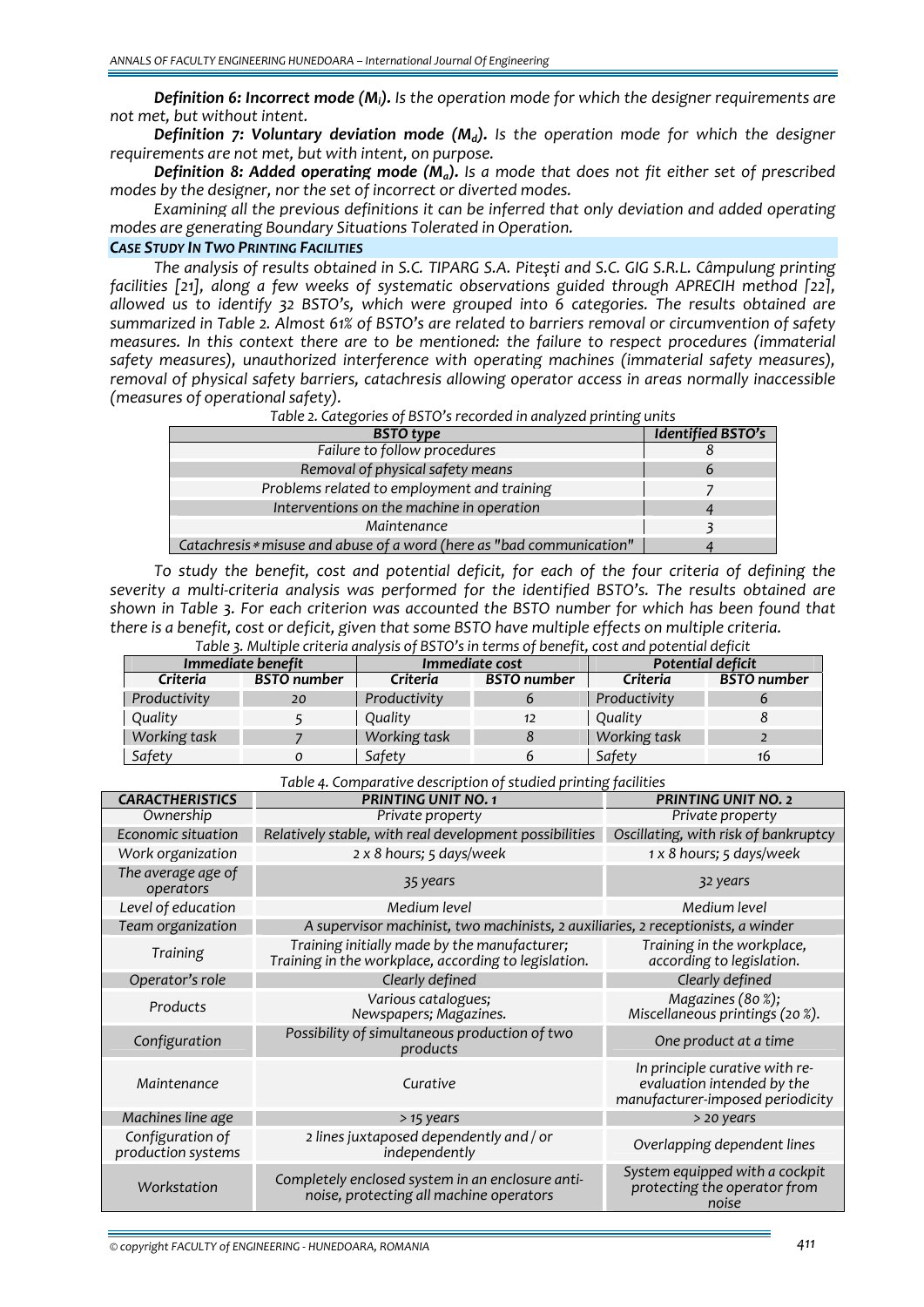***Definition 6: Incorrect mode ($M_i$).*** *Is the operation mode for which the designer requirements are not met, but without intent.*

***Definition 7: Voluntary deviation mode ($M_d$).*** *Is the operation mode for which the designer requirements are not met, but with intent, on purpose.*

***Definition 8: Added operating mode ($M_a$).*** *Is a mode that does not fit either set of prescribed modes by the designer, nor the set of incorrect or diverted modes.*

*Examining all the previous definitions it can be inferred that only deviation and added operating modes are generating Boundary Situations Tolerated in Operation.*

### CASE STUDY IN TWO PRINTING FACILITIES

*The analysis of results obtained in S.C. TIPARG S.A. Pitești and S.C. GIG S.R.L. Câmpulung printing facilities [21], along a few weeks of systematic observations guided through APRECIH method [22], allowed us to identify 32 BSTO's, which were grouped into 6 categories. The results obtained are summarized in Table 2. Almost 61% of BSTO's are related to barriers removal or circumvention of safety measures. In this context there are to be mentioned: the failure to respect procedures (immaterial safety measures), unauthorized interference with operating machines (immaterial safety measures), removal of physical safety barriers, catachresis allowing operator access in areas normally inaccessible (measures of operational safety).*

*Table 2. Categories of BSTO's recorded in analyzed printing units*

| BSTO type | Identified BSTO's |
|---|---|
| Failure to follow procedures | 8 |
| Removal of physical safety means | 6 |
| Problems related to employment and training | 7 |
| Interventions on the machine in operation | 4 |
| Maintenance | 3 |
| Catachresis * misuse and abuse of a word (here as "bad communication" | 4 |

*To study the benefit, cost and potential deficit, for each of the four criteria of defining the severity a multi-criteria analysis was performed for the identified BSTO's. The results obtained are shown in Table 3. For each criterion was accounted the BSTO number for which has been found that there is a benefit, cost or deficit, given that some BSTO have multiple effects on multiple criteria.*

*Table 3. Multiple criteria analysis of BSTO's in terms of benefit, cost and potential deficit*

| Immediate benefit | | Immediate cost | | Potential deficit | |
|---|---|---|---|---|---|
| Criteria | BSTO number | Criteria | BSTO number | Criteria | BSTO number |
| Productivity | 20 | Productivity | 6 | Productivity | 6 |
| Quality | 5 | Quality | 12 | Quality | 8 |
| Working task | 7 | Working task | 8 | Working task | 2 |
| Safety | 0 | Safety | 6 | Safety | 16 |

*Table 4. Comparative description of studied printing facilities*

| CARACTHERISTICS | PRINTING UNIT NO. 1 | PRINTING UNIT NO. 2 |
|---|---|---|
| Ownership | Private property | Private property |
| Economic situation | Relatively stable, with real development possibilities | Oscillating, with risk of bankruptcy |
| Work organization | 2 x 8 hours; 5 days/week | 1 x 8 hours; 5 days/week |
| The average age of operators | 35 years | 32 years |
| Level of education | Medium level | Medium level |
| Team organization | A supervisor machinist, two machinists, 2 auxiliaries, 2 receptionists, a winder | |
| Training | Training initially made by the manufacturer; Training in the workplace, according to legislation. | Training in the workplace, according to legislation. |
| Operator's role | Clearly defined | Clearly defined |
| Products | Various catalogues; Newspapers; Magazines. | Magazines (80 %); Miscellaneous printings (20 %). |
| Configuration | Possibility of simultaneous production of two products | One product at a time |
| Maintenance | Curative | In principle curative with re-evaluation intended by the manufacturer-imposed periodicity |
| Machines line age | > 15 years | > 20 years |
| Configuration of production systems | 2 lines juxtaposed dependently and / or independently | Overlapping dependent lines |
| Workstation | Completely enclosed system in an enclosure anti-noise, protecting all machine operators | System equipped with a cockpit protecting the operator from noise |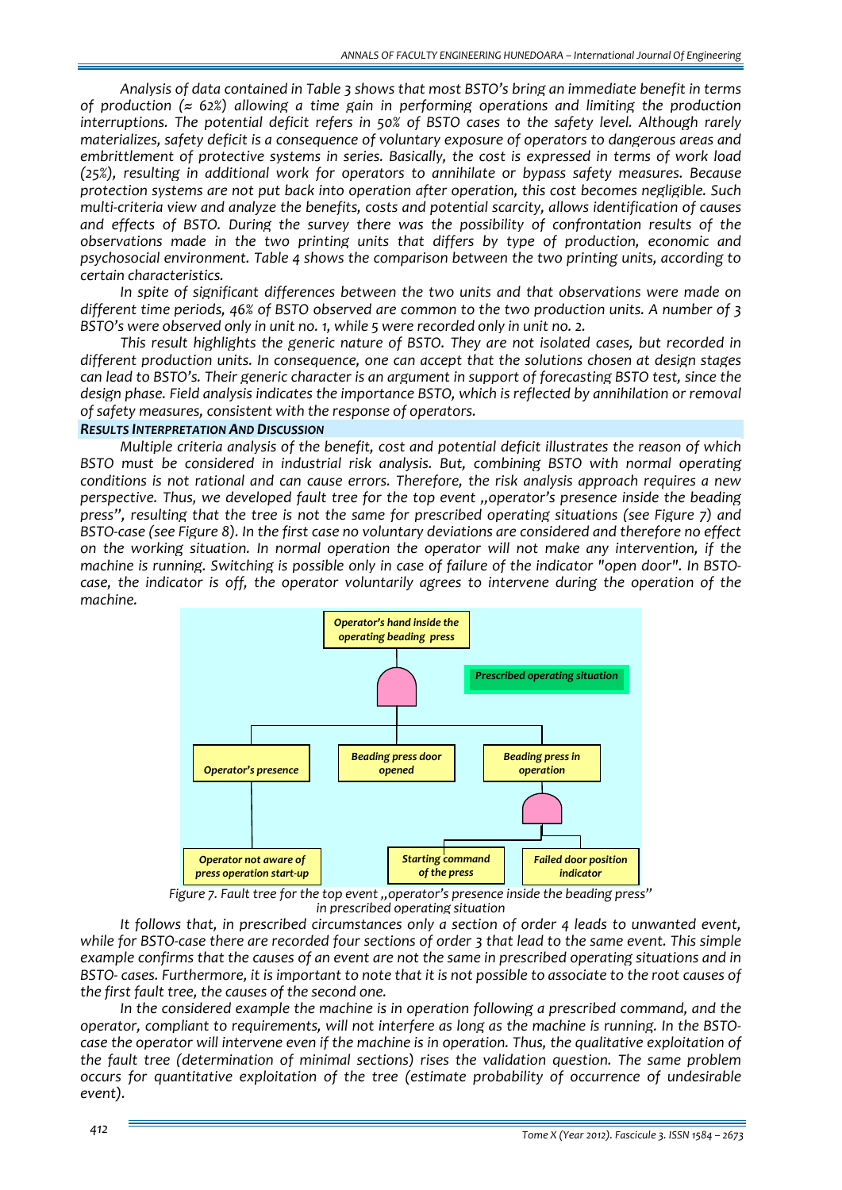*Analysis of data contained in Table 3 shows that most BSTO's bring an immediate benefit in terms of production (≈ 62%) allowing a time gain in performing operations and limiting the production interruptions. The potential deficit refers in 50% of BSTO cases to the safety level. Although rarely materializes, safety deficit is a consequence of voluntary exposure of operators to dangerous areas and embrittlement of protective systems in series. Basically, the cost is expressed in terms of work load (25%), resulting in additional work for operators to annihilate or bypass safety measures. Because protection systems are not put back into operation after operation, this cost becomes negligible. Such multi-criteria view and analyze the benefits, costs and potential scarcity, allows identification of causes and effects of BSTO. During the survey there was the possibility of confrontation results of the observations made in the two printing units that differs by type of production, economic and psychosocial environment. Table 4 shows the comparison between the two printing units, according to certain characteristics.*

*In spite of significant differences between the two units and that observations were made on different time periods, 46% of BSTO observed are common to the two production units. A number of 3 BSTO's were observed only in unit no. 1, while 5 were recorded only in unit no. 2.*

*This result highlights the generic nature of BSTO. They are not isolated cases, but recorded in different production units. In consequence, one can accept that the solutions chosen at design stages can lead to BSTO's. Their generic character is an argument in support of forecasting BSTO test, since the design phase. Field analysis indicates the importance BSTO, which is reflected by annihilation or removal of safety measures, consistent with the response of operators.*

### ***RESULTS INTERPRETATION AND DISCUSSION***

*Multiple criteria analysis of the benefit, cost and potential deficit illustrates the reason of which BSTO must be considered in industrial risk analysis. But, combining BSTO with normal operating conditions is not rational and can cause errors. Therefore, the risk analysis approach requires a new perspective. Thus, we developed fault tree for the top event „operator's presence inside the beading press", resulting that the tree is not the same for prescribed operating situations (see Figure 7) and BSTO-case (see Figure 8). In the first case no voluntary deviations are considered and therefore no effect on the working situation. In normal operation the operator will not make any intervention, if the machine is running. Switching is possible only in case of failure of the indicator "open door". In BSTO-case, the indicator is off, the operator voluntarily agrees to intervene during the operation of the machine.*

*Figure 7. Fault tree for the top event „operator's presence inside the beading press" in prescribed operating situation*

*It follows that, in prescribed circumstances only a section of order 4 leads to unwanted event, while for BSTO-case there are recorded four sections of order 3 that lead to the same event. This simple example confirms that the causes of an event are not the same in prescribed operating situations and in BSTO- cases. Furthermore, it is important to note that it is not possible to associate to the root causes of the first fault tree, the causes of the second one.*

*In the considered example the machine is in operation following a prescribed command, and the operator, compliant to requirements, will not interfere as long as the machine is running. In the BSTO-case the operator will intervene even if the machine is in operation. Thus, the qualitative exploitation of the fault tree (determination of minimal sections) rises the validation question. The same problem occurs for quantitative exploitation of the tree (estimate probability of occurrence of undesirable event).*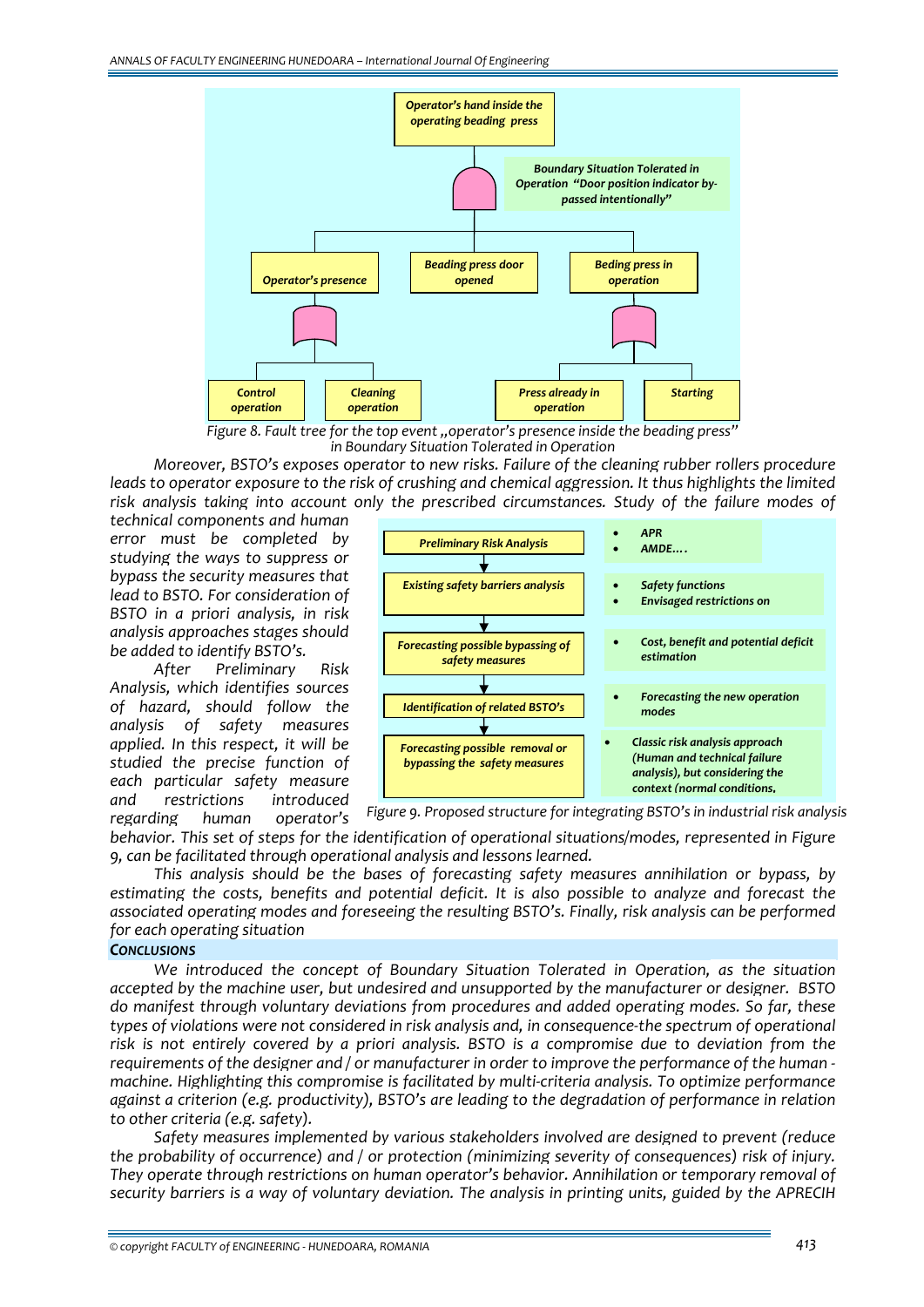Figure 8. Fault tree for the top event „operator's presence inside the beading press" in Boundary Situation Tolerated in Operation

*Moreover, BSTO's exposes operator to new risks. Failure of the cleaning rubber rollers procedure leads to operator exposure to the risk of crushing and chemical aggression. It thus highlights the limited risk analysis taking into account only the prescribed circumstances. Study of the failure modes of technical components and human error must be completed by studying the ways to suppress or bypass the security measures that lead to BSTO. For consideration of BSTO in a priori analysis, in risk analysis approaches stages should be added to identify BSTO's.*

*After Preliminary Risk Analysis, which identifies sources of hazard, should follow the analysis of safety measures applied. In this respect, it will be studied the precise function of each particular safety measure and restrictions introduced regarding human operator's behavior. This set of steps for the identification of operational situations/modes, represented in Figure 9, can be facilitated through operational analysis and lessons learned.*

Figure 9. Proposed structure for integrating BSTO's in industrial risk analysis

*This analysis should be the bases of forecasting safety measures annihilation or bypass, by estimating the costs, benefits and potential deficit. It is also possible to analyze and forecast the associated operating modes and foreseeing the resulting BSTO's. Finally, risk analysis can be performed for each operating situation*

## CONCLUSIONS

*We introduced the concept of Boundary Situation Tolerated in Operation, as the situation accepted by the machine user, but undesired and unsupported by the manufacturer or designer. BSTO do manifest through voluntary deviations from procedures and added operating modes. So far, these types of violations were not considered in risk analysis and, in consequence-the spectrum of operational risk is not entirely covered by a priori analysis. BSTO is a compromise due to deviation from the requirements of the designer and / or manufacturer in order to improve the performance of the human - machine. Highlighting this compromise is facilitated by multi-criteria analysis. To optimize performance against a criterion (e.g. productivity), BSTO's are leading to the degradation of performance in relation to other criteria (e.g. safety).*

*Safety measures implemented by various stakeholders involved are designed to prevent (reduce the probability of occurrence) and / or protection (minimizing severity of consequences) risk of injury. They operate through restrictions on human operator's behavior. Annihilation or temporary removal of security barriers is a way of voluntary deviation. The analysis in printing units, guided by the APRECIH*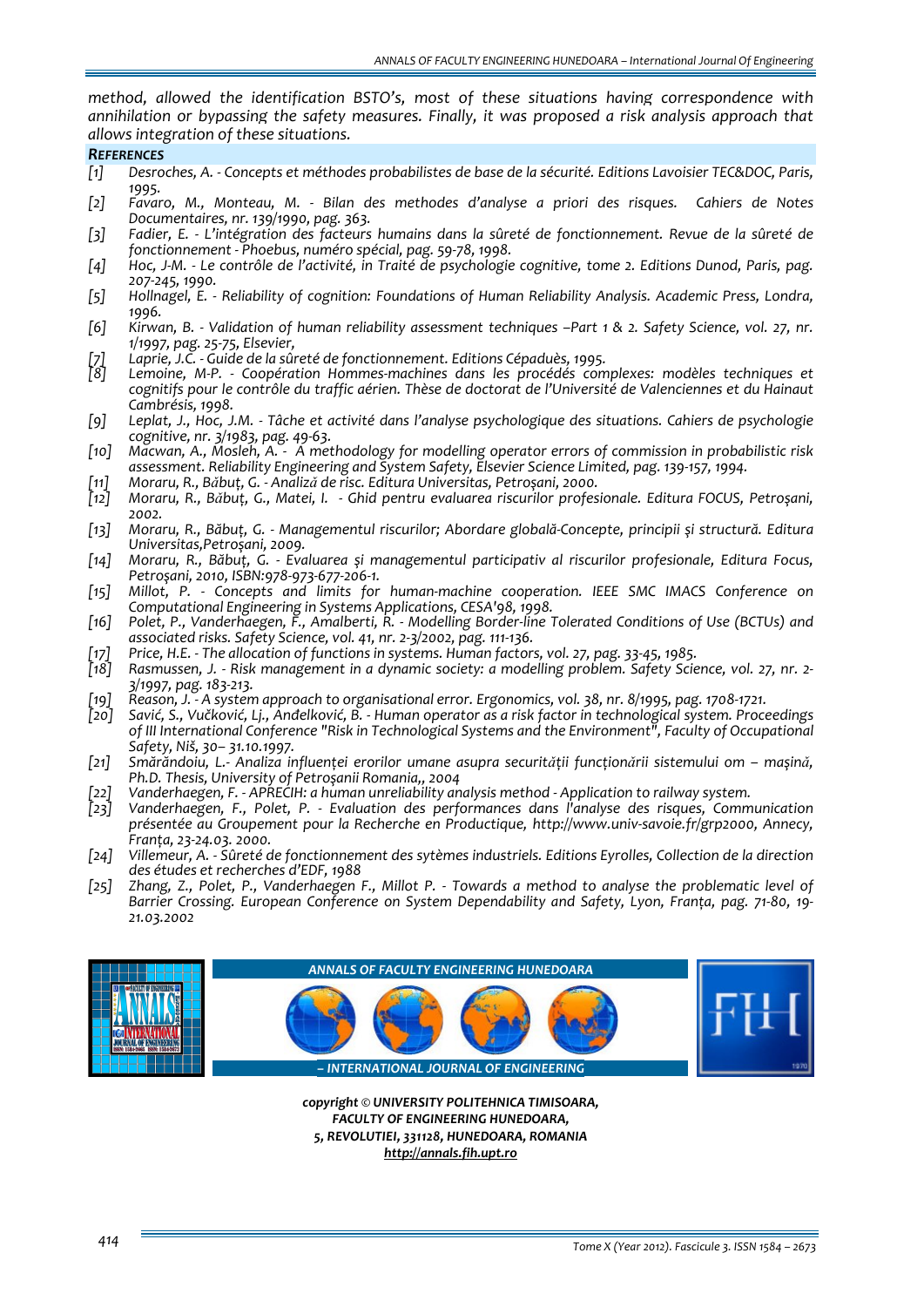*method, allowed the identification BSTO's, most of these situations having correspondence with annihilation or bypassing the safety measures. Finally, it was proposed a risk analysis approach that allows integration of these situations.*

## REFERENCES

[1] Desroches, A. - Concepts et méthodes probabilistes de base de la sécurité. Editions Lavoisier TEC&DOC, Paris, 1995.

[2] Favaro, M., Monteau, M. - Bilan des methodes d'analyse a priori des risques. Cahiers de Notes Documentaires, nr. 139/1990, pag. 363.

[3] Fadier, E. - L'intégration des facteurs humains dans la sûreté de fonctionnement. Revue de la sûreté de fonctionnement - Phoebus, numéro spécial, pag. 59-78, 1998.

[4] Hoc, J-M. - Le contrôle de l'activité, in Traité de psychologie cognitive, tome 2. Editions Dunod, Paris, pag. 207-245, 1990.

[5] Hollnagel, E. - Reliability of cognition: Foundations of Human Reliability Analysis. Academic Press, Londra, 1996.

[6] Kirwan, B. - Validation of human reliability assessment techniques –Part 1 & 2. Safety Science, vol. 27, nr. 1/1997, pag. 25-75, Elsevier,

[7] Laprie, J.C. - Guide de la sûreté de fonctionnement. Editions Cépaduès, 1995.

[8] Lemoine, M-P. - Coopération Hommes-machines dans les procédés complexes: modèles techniques et cognitifs pour le contrôle du traffic aérien. Thèse de doctorat de l'Université de Valenciennes et du Hainaut Cambrésis, 1998.

[9] Leplat, J., Hoc, J.M. - Tâche et activité dans l'analyse psychologique des situations. Cahiers de psychologie cognitive, nr. 3/1983, pag. 49-63.

[10] Macwan, A., Mosleh, A. - A methodology for modelling operator errors of commission in probabilistic risk assessment. Reliability Engineering and System Safety, Elsevier Science Limited, pag. 139-157, 1994.

[11] Moraru, R., Băbuţ, G. - Analiză de risc. Editura Universitas, Petroşani, 2000.

[12] Moraru, R., Băbuţ, G., Matei, I. - Ghid pentru evaluarea riscurilor profesionale. Editura FOCUS, Petroşani, 2002.

[13] Moraru, R., Băbuţ, G. - Managementul riscurilor; Abordare globală-Concepte, principii şi structură. Editura Universitas,Petroşani, 2009.

[14] Moraru, R., Băbuţ, G. - Evaluarea şi managementul participativ al riscurilor profesionale, Editura Focus, Petroşani, 2010, ISBN:978-973-677-206-1.

[15] Millot, P. - Concepts and limits for human-machine cooperation. IEEE SMC IMACS Conference on Computational Engineering in Systems Applications, CESA'98, 1998.

[16] Polet, P., Vanderhaegen, F., Amalberti, R. - Modelling Border-line Tolerated Conditions of Use (BCTUs) and associated risks. Safety Science, vol. 41, nr. 2-3/2002, pag. 111-136.

[17] Price, H.E. - The allocation of functions in systems. Human factors, vol. 27, pag. 33-45, 1985.

[18] Rasmussen, J. - Risk management in a dynamic society: a modelling problem. Safety Science, vol. 27, nr. 2-3/1997, pag. 183-213.

[19] Reason, J. - A system approach to organisational error. Ergonomics, vol. 38, nr. 8/1995, pag. 1708-1721.

[20] Savić, S., Vučković, Lj., Anđelković, B. - Human operator as a risk factor in technological system. Proceedings of III International Conference "Risk in Technological Systems and the Environment", Faculty of Occupational Safety, Niš, 30– 31.10.1997.

[21] Smărăndoiu, L.- Analiza influenţei erorilor umane asupra securităţii funcţionării sistemului om – maşină, Ph.D. Thesis, University of Petroşanii Romania,, 2004

[22] Vanderhaegen, F. - APRECIH: a human unreliability analysis method - Application to railway system.

[23] Vanderhaegen, F., Polet, P. - Evaluation des performances dans l'analyse des risques, Communication présentée au Groupement pour la Recherche en Productique, http://www.univ-savoie.fr/grp2000, Annecy, Franţa, 23-24.03. 2000.

[24] Villemeur, A. - Sûreté de fonctionnement des sytèmes industriels. Editions Eyrolles, Collection de la direction des études et recherches d'EDF, 1988

[25] Zhang, Z., Polet, P., Vanderhaegen F., Millot P. - Towards a method to analyse the problematic level of Barrier Crossing. European Conference on System Dependability and Safety, Lyon, Franţa, pag. 71-80, 19-21.03.2002

ANNALS OF FACULTY ENGINEERING HUNEDOARA

– INTERNATIONAL JOURNAL OF ENGINEERING

***copyright © UNIVERSITY POLITEHNICA TIMISOARA,***
***FACULTY OF ENGINEERING HUNEDOARA,***
***5, REVOLUTIEI, 331128, HUNEDOARA, ROMANIA***
***http://annals.fih.upt.ro***